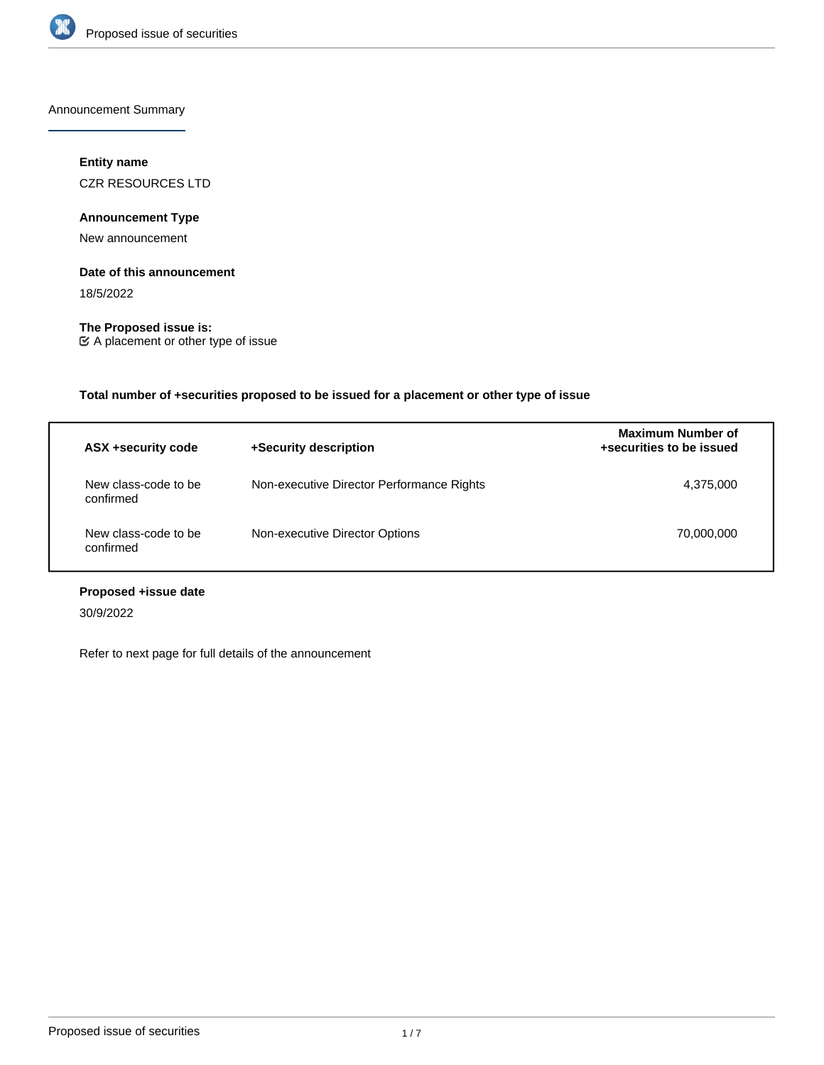# Announcement Summary

**Entity name**

CZR RESOURCES LTD

**Announcement Type**

New announcement

**Date of this announcement**

18/5/2022

**The Proposed issue is:**

☑ A placement or other type of issue

**Total number of +securities proposed to be issued for a placement or other type of issue**

| ASX +security code | +Security description | Maximum Number of +securities to be issued |
|---|---|---|
| New class-code to be confirmed | Non-executive Director Performance Rights | 4,375,000 |
| New class-code to be confirmed | Non-executive Director Options | 70,000,000 |

**Proposed +issue date**

30/9/2022

Refer to next page for full details of the announcement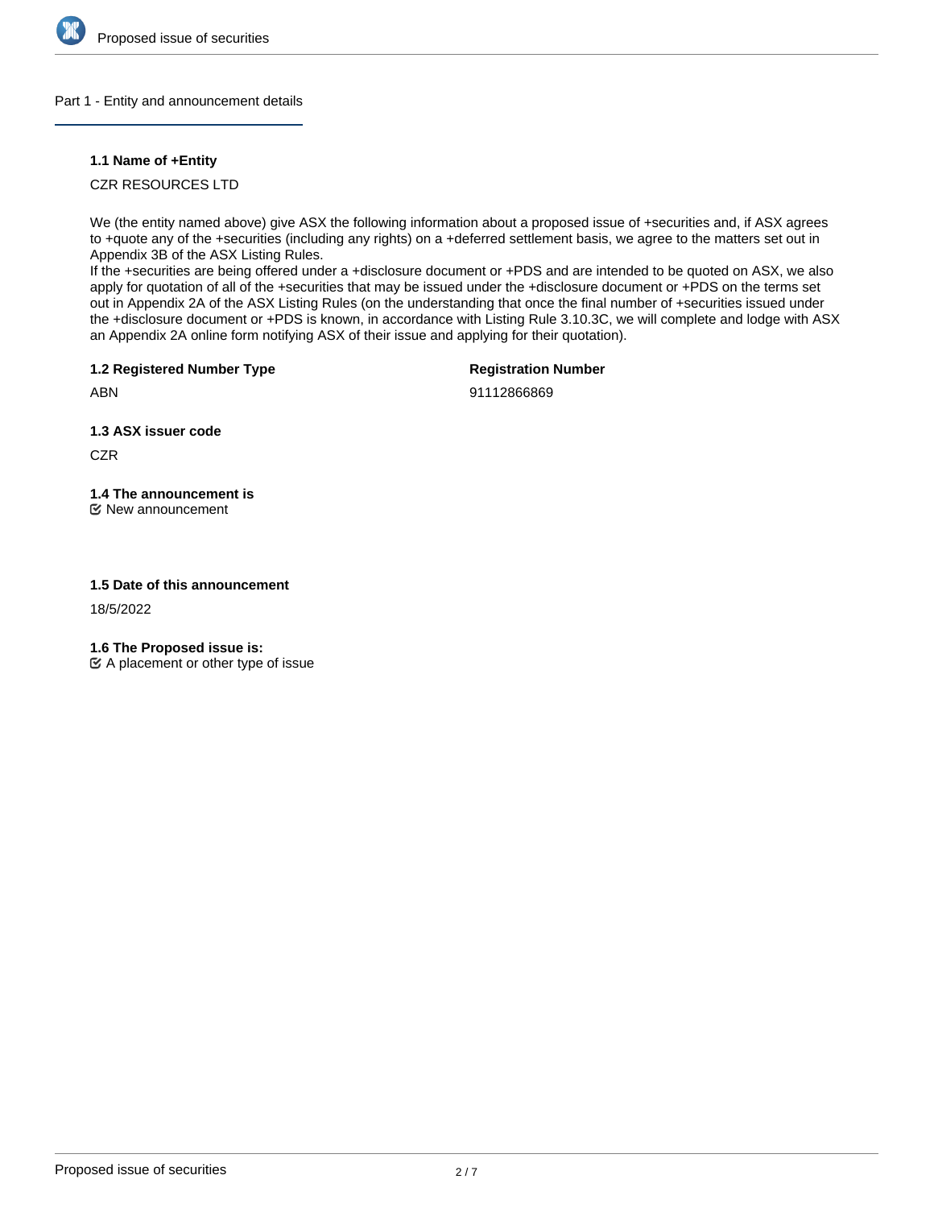## Part 1 - Entity and announcement details

### 1.1 Name of +Entity

CZR RESOURCES LTD

We (the entity named above) give ASX the following information about a proposed issue of +securities and, if ASX agrees to +quote any of the +securities (including any rights) on a +deferred settlement basis, we agree to the matters set out in Appendix 3B of the ASX Listing Rules.

If the +securities are being offered under a +disclosure document or +PDS and are intended to be quoted on ASX, we also apply for quotation of all of the +securities that may be issued under the +disclosure document or +PDS on the terms set out in Appendix 2A of the ASX Listing Rules (on the understanding that once the final number of +securities issued under the +disclosure document or +PDS is known, in accordance with Listing Rule 3.10.3C, we will complete and lodge with ASX an Appendix 2A online form notifying ASX of their issue and applying for their quotation).

### 1.2 Registered Number Type

ABN

**Registration Number**

91112866869

### 1.3 ASX issuer code

CZR

### 1.4 The announcement is

☑ New announcement

### 1.5 Date of this announcement

18/5/2022

### 1.6 The Proposed issue is:

☑ A placement or other type of issue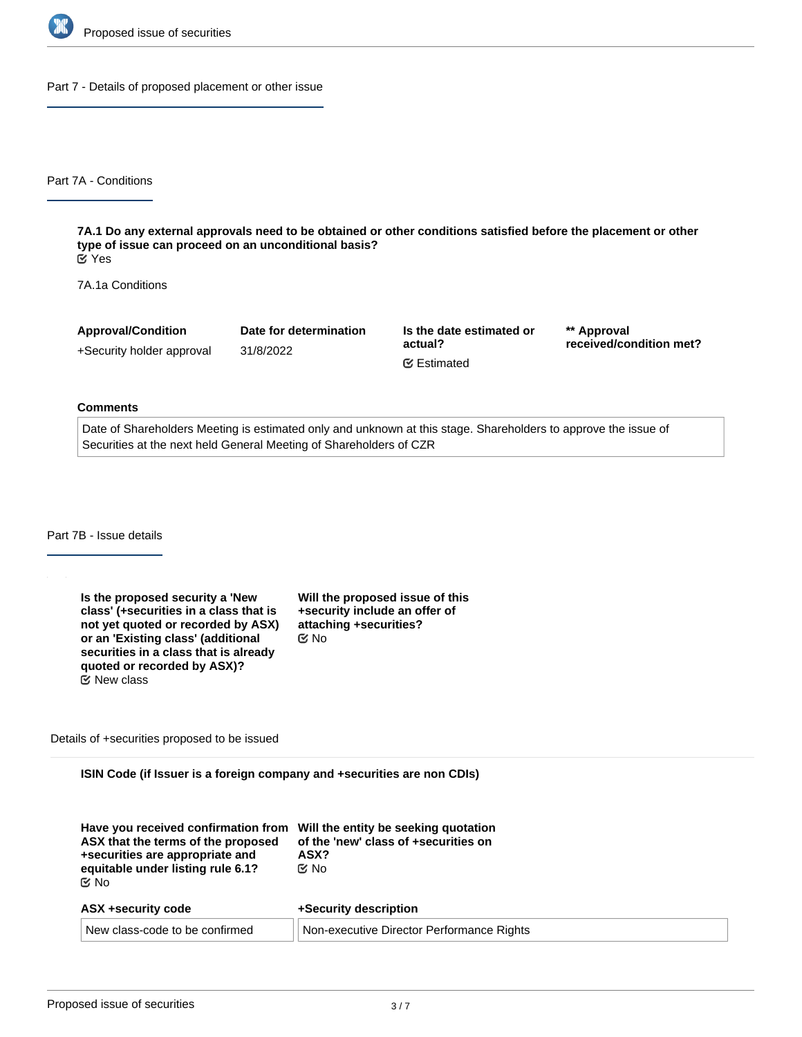## Part 7 - Details of proposed placement or other issue

### Part 7A - Conditions

**7A.1 Do any external approvals need to be obtained or other conditions satisfied before the placement or other type of issue can proceed on an unconditional basis?**

☑ Yes

7A.1a Conditions

| Approval/Condition | Date for determination | Is the date estimated or actual? | ** Approval received/condition met? |
|---|---|---|---|
| +Security holder approval | 31/8/2022 | ☑ Estimated | |

**Comments**

Date of Shareholders Meeting is estimated only and unknown at this stage. Shareholders to approve the issue of Securities at the next held General Meeting of Shareholders of CZR

### Part 7B - Issue details

**Is the proposed security a 'New class' (+securities in a class that is not yet quoted or recorded by ASX) or an 'Existing class' (additional securities in a class that is already quoted or recorded by ASX)?**

☑ New class

**Will the proposed issue of this +security include an offer of attaching +securities?**

☑ No

Details of +securities proposed to be issued

**ISIN Code (if Issuer is a foreign company and +securities are non CDIs)**

**Have you received confirmation from ASX that the terms of the proposed +securities are appropriate and equitable under listing rule 6.1?**

☑ No

**Will the entity be seeking quotation of the 'new' class of +securities on ASX?**

☑ No

| ASX +security code | +Security description |
|---|---|
| New class-code to be confirmed | Non-executive Director Performance Rights |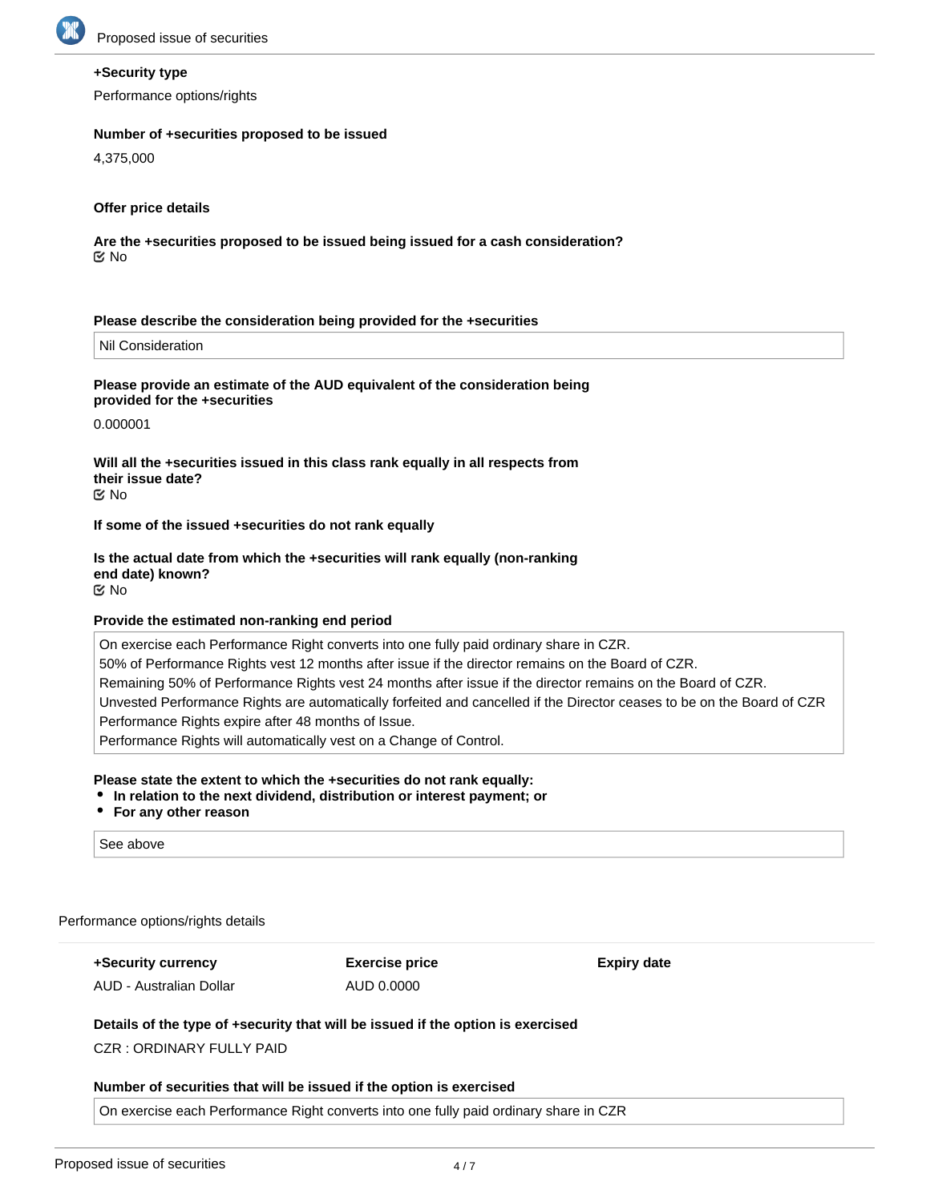**+Security type**

Performance options/rights

**Number of +securities proposed to be issued**

4,375,000

**Offer price details**

**Are the +securities proposed to be issued being issued for a cash consideration?**

☑ No

**Please describe the consideration being provided for the +securities**

Nil Consideration

**Please provide an estimate of the AUD equivalent of the consideration being provided for the +securities**

0.000001

**Will all the +securities issued in this class rank equally in all respects from their issue date?**

☑ No

**If some of the issued +securities do not rank equally**

**Is the actual date from which the +securities will rank equally (non-ranking end date) known?**

☑ No

**Provide the estimated non-ranking end period**

On exercise each Performance Right converts into one fully paid ordinary share in CZR.
50% of Performance Rights vest 12 months after issue if the director remains on the Board of CZR.
Remaining 50% of Performance Rights vest 24 months after issue if the director remains on the Board of CZR.
Unvested Performance Rights are automatically forfeited and cancelled if the Director ceases to be on the Board of CZR
Performance Rights expire after 48 months of Issue.
Performance Rights will automatically vest on a Change of Control.

**Please state the extent to which the +securities do not rank equally:**

- **In relation to the next dividend, distribution or interest payment; or**
- **For any other reason**

See above

Performance options/rights details

| +Security currency | Exercise price | Expiry date |
| --- | --- | --- |
| AUD - Australian Dollar | AUD 0.0000 | |

**Details of the type of +security that will be issued if the option is exercised**

CZR : ORDINARY FULLY PAID

**Number of securities that will be issued if the option is exercised**

On exercise each Performance Right converts into one fully paid ordinary share in CZR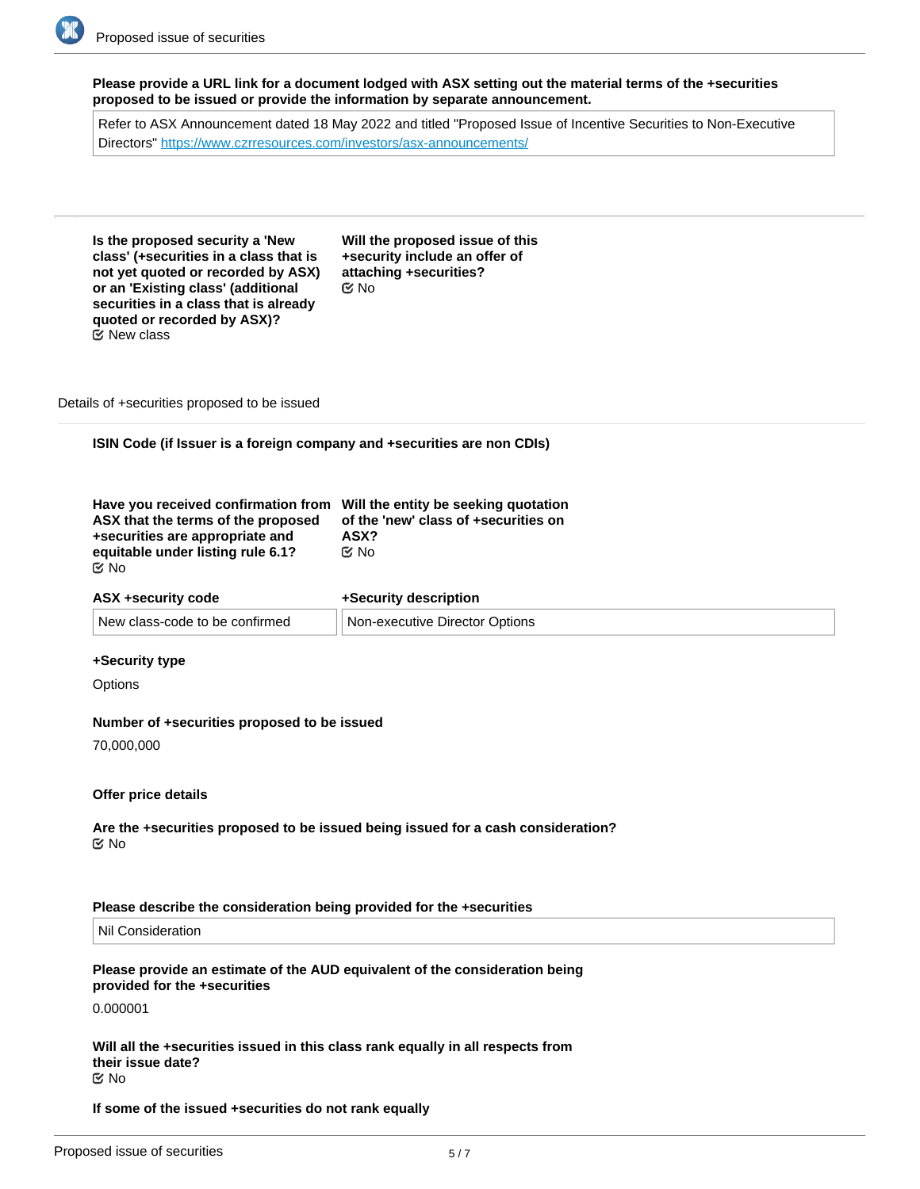**Please provide a URL link for a document lodged with ASX setting out the material terms of the +securities proposed to be issued or provide the information by separate announcement.**

Refer to ASX Announcement dated 18 May 2022 and titled "Proposed Issue of Incentive Securities to Non-Executive Directors" https://www.czrresources.com/investors/asx-announcements/

**Is the proposed security a 'New class' (+securities in a class that is not yet quoted or recorded by ASX) or an 'Existing class' (additional securities in a class that is already quoted or recorded by ASX)?**
☑ New class

**Will the proposed issue of this +security include an offer of attaching +securities?**
☑ No

Details of +securities proposed to be issued

**ISIN Code (if Issuer is a foreign company and +securities are non CDIs)**

**Have you received confirmation from ASX that the terms of the proposed +securities are appropriate and equitable under listing rule 6.1?**
☑ No

**Will the entity be seeking quotation of the 'new' class of +securities on ASX?**
☑ No

**ASX +security code**

New class-code to be confirmed

**+Security description**

Non-executive Director Options

**+Security type**

Options

**Number of +securities proposed to be issued**

70,000,000

**Offer price details**

**Are the +securities proposed to be issued being issued for a cash consideration?**
☑ No

**Please describe the consideration being provided for the +securities**

Nil Consideration

**Please provide an estimate of the AUD equivalent of the consideration being provided for the +securities**

0.000001

**Will all the +securities issued in this class rank equally in all respects from their issue date?**
☑ No

**If some of the issued +securities do not rank equally**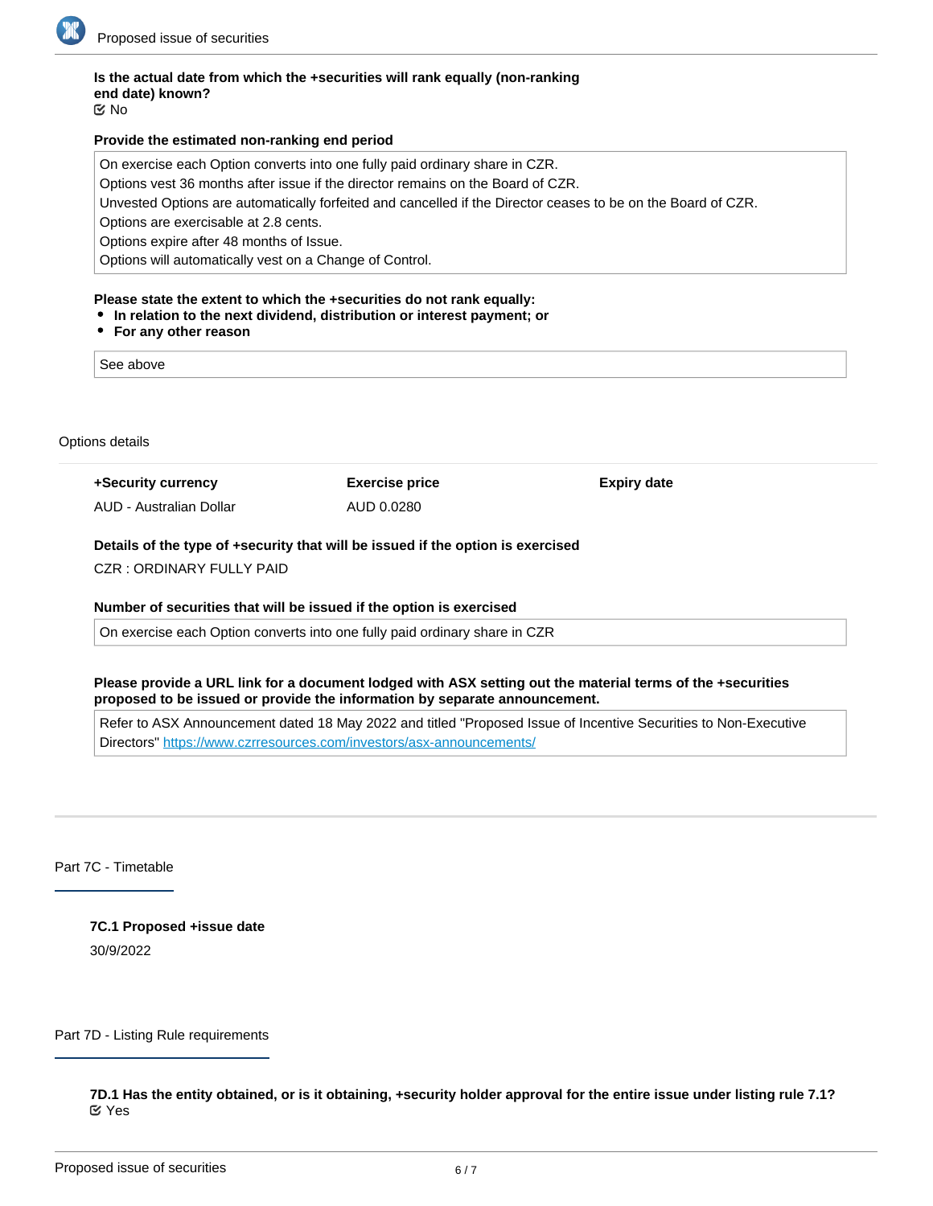**Is the actual date from which the +securities will rank equally (non-ranking end date) known?**
☑ No

**Provide the estimated non-ranking end period**

On exercise each Option converts into one fully paid ordinary share in CZR.
Options vest 36 months after issue if the director remains on the Board of CZR.
Unvested Options are automatically forfeited and cancelled if the Director ceases to be on the Board of CZR.
Options are exercisable at 2.8 cents.
Options expire after 48 months of Issue.
Options will automatically vest on a Change of Control.

**Please state the extent to which the +securities do not rank equally:**
- **In relation to the next dividend, distribution or interest payment; or**
- **For any other reason**

See above

Options details

| +Security currency | Exercise price | Expiry date |
|---|---|---|
| AUD - Australian Dollar | AUD 0.0280 | |

**Details of the type of +security that will be issued if the option is exercised**

CZR : ORDINARY FULLY PAID

**Number of securities that will be issued if the option is exercised**

On exercise each Option converts into one fully paid ordinary share in CZR

**Please provide a URL link for a document lodged with ASX setting out the material terms of the +securities proposed to be issued or provide the information by separate announcement.**

Refer to ASX Announcement dated 18 May 2022 and titled "Proposed Issue of Incentive Securities to Non-Executive Directors" https://www.czrresources.com/investors/asx-announcements/

## Part 7C - Timetable

**7C.1 Proposed +issue date**

30/9/2022

## Part 7D - Listing Rule requirements

**7D.1 Has the entity obtained, or is it obtaining, +security holder approval for the entire issue under listing rule 7.1?**
☑ Yes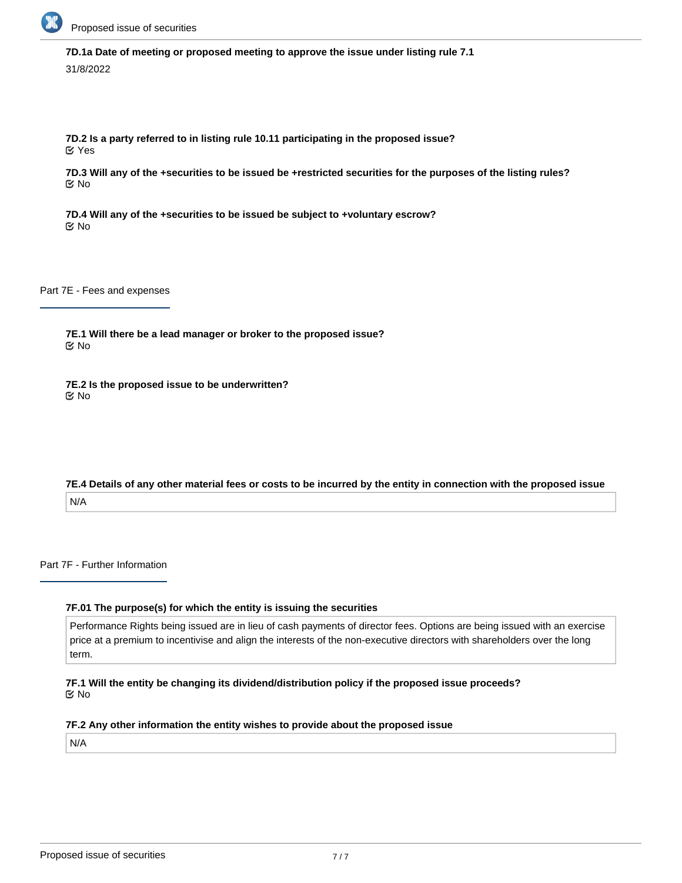**7D.1a Date of meeting or proposed meeting to approve the issue under listing rule 7.1**

31/8/2022

**7D.2 Is a party referred to in listing rule 10.11 participating in the proposed issue?**

Yes

**7D.3 Will any of the +securities to be issued be +restricted securities for the purposes of the listing rules?**

No

**7D.4 Will any of the +securities to be issued be subject to +voluntary escrow?**

No

## Part 7E - Fees and expenses

**7E.1 Will there be a lead manager or broker to the proposed issue?**

No

**7E.2 Is the proposed issue to be underwritten?**

No

**7E.4 Details of any other material fees or costs to be incurred by the entity in connection with the proposed issue**

N/A

## Part 7F - Further Information

**7F.01 The purpose(s) for which the entity is issuing the securities**

Performance Rights being issued are in lieu of cash payments of director fees. Options are being issued with an exercise price at a premium to incentivise and align the interests of the non-executive directors with shareholders over the long term.

**7F.1 Will the entity be changing its dividend/distribution policy if the proposed issue proceeds?**

No

**7F.2 Any other information the entity wishes to provide about the proposed issue**

N/A